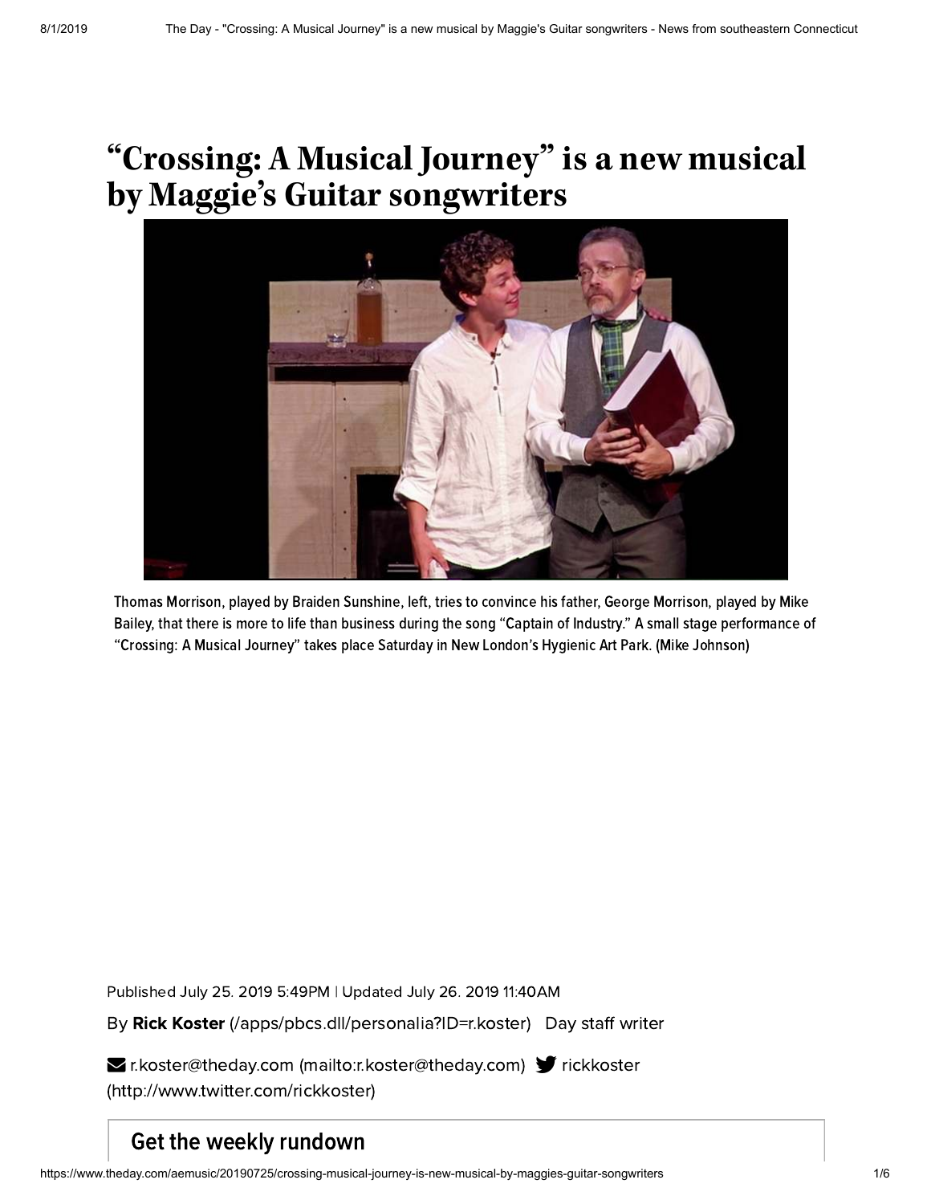# "Crossing: A Musical Journey" is a new musical by Maggie's Guitar songwriters

Thomas Morrison, played by Braiden Sunshine, left, tries to convince his father, George Morrison, played by Mike Bailey, that there is more to life than business during the song "Captain of Industry." A small stage performance of "Crossing: A Musical Journey" takes place Saturday in New London's Hygienic Art Park. (Mike Johnson)

Published July 25. 2019 5:49PM | Updated July 26. 2019 11:40AM

By **Rick Koster** (/apps/pbcs.dll/personalia?ID=r.koster) Day staff writer

r.koster@theday.com (mailto:r.koster@theday.com) rickkoster (http://www.twitter.com/rickkoster)

## Get the weekly rundown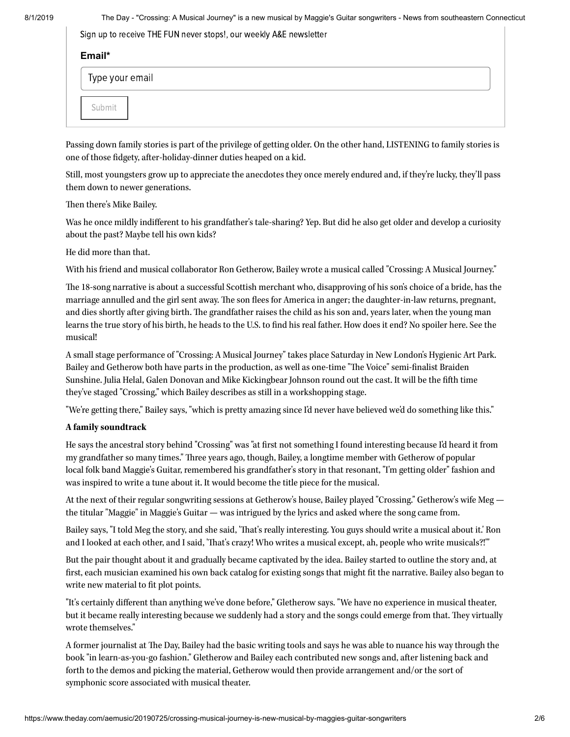Sign up to receive THE FUN never stops!, our weekly A&E newsletter

**Email***

Type your email

Submit

Passing down family stories is part of the privilege of getting older. On the other hand, LISTENING to family stories is one of those fidgety, after-holiday-dinner duties heaped on a kid.

Still, most youngsters grow up to appreciate the anecdotes they once merely endured and, if they're lucky, they'll pass them down to newer generations.

Then there's Mike Bailey.

Was he once mildly indifferent to his grandfather's tale-sharing? Yep. But did he also get older and develop a curiosity about the past? Maybe tell his own kids?

He did more than that.

With his friend and musical collaborator Ron Getherow, Bailey wrote a musical called "Crossing: A Musical Journey."

The 18-song narrative is about a successful Scottish merchant who, disapproving of his son's choice of a bride, has the marriage annulled and the girl sent away. The son flees for America in anger; the daughter-in-law returns, pregnant, and dies shortly after giving birth. The grandfather raises the child as his son and, years later, when the young man learns the true story of his birth, he heads to the U.S. to find his real father. How does it end? No spoiler here. See the musical!

A small stage performance of "Crossing: A Musical Journey" takes place Saturday in New London's Hygienic Art Park. Bailey and Getherow both have parts in the production, as well as one-time "The Voice" semi-finalist Braiden Sunshine. Julia Helal, Galen Donovan and Mike Kickingbear Johnson round out the cast. It will be the fifth time they've staged "Crossing," which Bailey describes as still in a workshopping stage.

"We're getting there," Bailey says, "which is pretty amazing since I'd never have believed we'd do something like this."

**A family soundtrack**

He says the ancestral story behind "Crossing" was "at first not something I found interesting because I'd heard it from my grandfather so many times." Three years ago, though, Bailey, a longtime member with Getherow of popular local folk band Maggie's Guitar, remembered his grandfather's story in that resonant, "I'm getting older" fashion and was inspired to write a tune about it. It would become the title piece for the musical.

At the next of their regular songwriting sessions at Getherow's house, Bailey played "Crossing." Getherow's wife Meg — the titular "Maggie" in Maggie's Guitar — was intrigued by the lyrics and asked where the song came from.

Bailey says, "I told Meg the story, and she said, 'That's really interesting. You guys should write a musical about it.' Ron and I looked at each other, and I said, 'That's crazy! Who writes a musical except, ah, people who write musicals?!'"

But the pair thought about it and gradually became captivated by the idea. Bailey started to outline the story and, at first, each musician examined his own back catalog for existing songs that might fit the narrative. Bailey also began to write new material to fit plot points.

"It's certainly different than anything we've done before," Gletherow says. "We have no experience in musical theater, but it became really interesting because we suddenly had a story and the songs could emerge from that. They virtually wrote themselves."

A former journalist at The Day, Bailey had the basic writing tools and says he was able to nuance his way through the book "in learn-as-you-go fashion." Gletherow and Bailey each contributed new songs and, after listening back and forth to the demos and picking the material, Getherow would then provide arrangement and/or the sort of symphonic score associated with musical theater.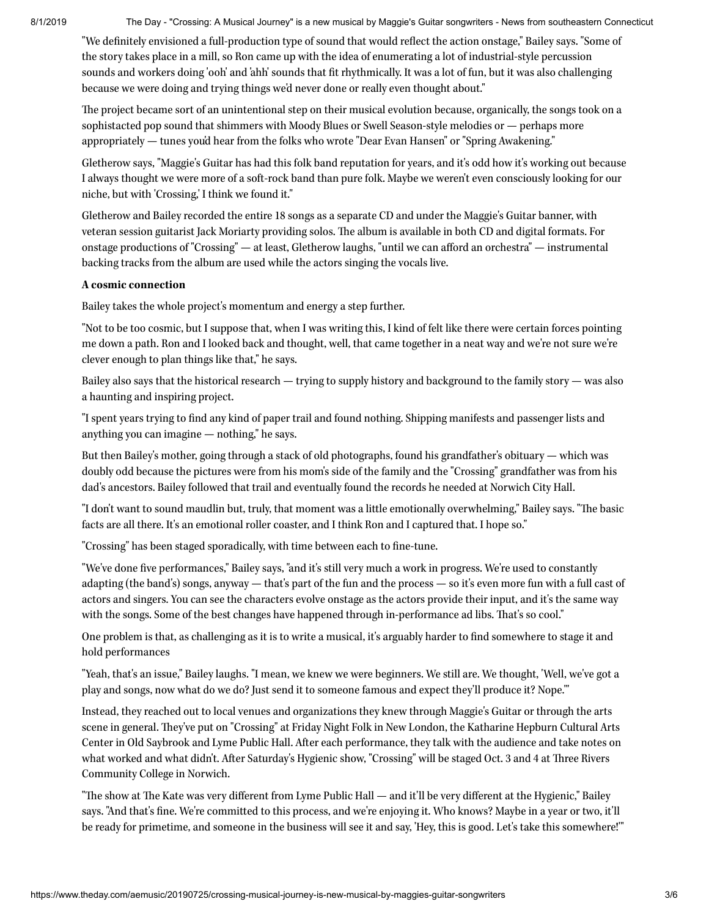"We definitely envisioned a full-production type of sound that would reflect the action onstage," Bailey says. "Some of the story takes place in a mill, so Ron came up with the idea of enumerating a lot of industrial-style percussion sounds and workers doing 'ooh' and 'ahh' sounds that fit rhythmically. It was a lot of fun, but it was also challenging because we were doing and trying things we'd never done or really even thought about."

The project became sort of an unintentional step on their musical evolution because, organically, the songs took on a sophistacted pop sound that shimmers with Moody Blues or Swell Season-style melodies or — perhaps more appropriately — tunes you'd hear from the folks who wrote "Dear Evan Hansen" or "Spring Awakening."

Gletherow says, "Maggie's Guitar has had this folk band reputation for years, and it's odd how it's working out because I always thought we were more of a soft-rock band than pure folk. Maybe we weren't even consciously looking for our niche, but with 'Crossing,' I think we found it."

Gletherow and Bailey recorded the entire 18 songs as a separate CD and under the Maggie's Guitar banner, with veteran session guitarist Jack Moriarty providing solos. The album is available in both CD and digital formats. For onstage productions of "Crossing" — at least, Gletherow laughs, "until we can afford an orchestra" — instrumental backing tracks from the album are used while the actors singing the vocals live.

**A cosmic connection**

Bailey takes the whole project's momentum and energy a step further.

"Not to be too cosmic, but I suppose that, when I was writing this, I kind of felt like there were certain forces pointing me down a path. Ron and I looked back and thought, well, that came together in a neat way and we're not sure we're clever enough to plan things like that," he says.

Bailey also says that the historical research — trying to supply history and background to the family story — was also a haunting and inspiring project.

"I spent years trying to find any kind of paper trail and found nothing. Shipping manifests and passenger lists and anything you can imagine — nothing," he says.

But then Bailey's mother, going through a stack of old photographs, found his grandfather's obituary — which was doubly odd because the pictures were from his mom's side of the family and the "Crossing" grandfather was from his dad's ancestors. Bailey followed that trail and eventually found the records he needed at Norwich City Hall.

"I don't want to sound maudlin but, truly, that moment was a little emotionally overwhelming," Bailey says. "The basic facts are all there. It's an emotional roller coaster, and I think Ron and I captured that. I hope so."

"Crossing" has been staged sporadically, with time between each to fine-tune.

"We've done five performances," Bailey says, "and it's still very much a work in progress. We're used to constantly adapting (the band's) songs, anyway — that's part of the fun and the process — so it's even more fun with a full cast of actors and singers. You can see the characters evolve onstage as the actors provide their input, and it's the same way with the songs. Some of the best changes have happened through in-performance ad libs. That's so cool."

One problem is that, as challenging as it is to write a musical, it's arguably harder to find somewhere to stage it and hold performances

"Yeah, that's an issue," Bailey laughs. "I mean, we knew we were beginners. We still are. We thought, 'Well, we've got a play and songs, now what do we do? Just send it to someone famous and expect they'll produce it? Nope.'"

Instead, they reached out to local venues and organizations they knew through Maggie's Guitar or through the arts scene in general. They've put on "Crossing" at Friday Night Folk in New London, the Katharine Hepburn Cultural Arts Center in Old Saybrook and Lyme Public Hall. After each performance, they talk with the audience and take notes on what worked and what didn't. After Saturday's Hygienic show, "Crossing" will be staged Oct. 3 and 4 at Three Rivers Community College in Norwich.

"The show at The Kate was very different from Lyme Public Hall — and it'll be very different at the Hygienic," Bailey says. "And that's fine. We're committed to this process, and we're enjoying it. Who knows? Maybe in a year or two, it'll be ready for primetime, and someone in the business will see it and say, 'Hey, this is good. Let's take this somewhere!'"